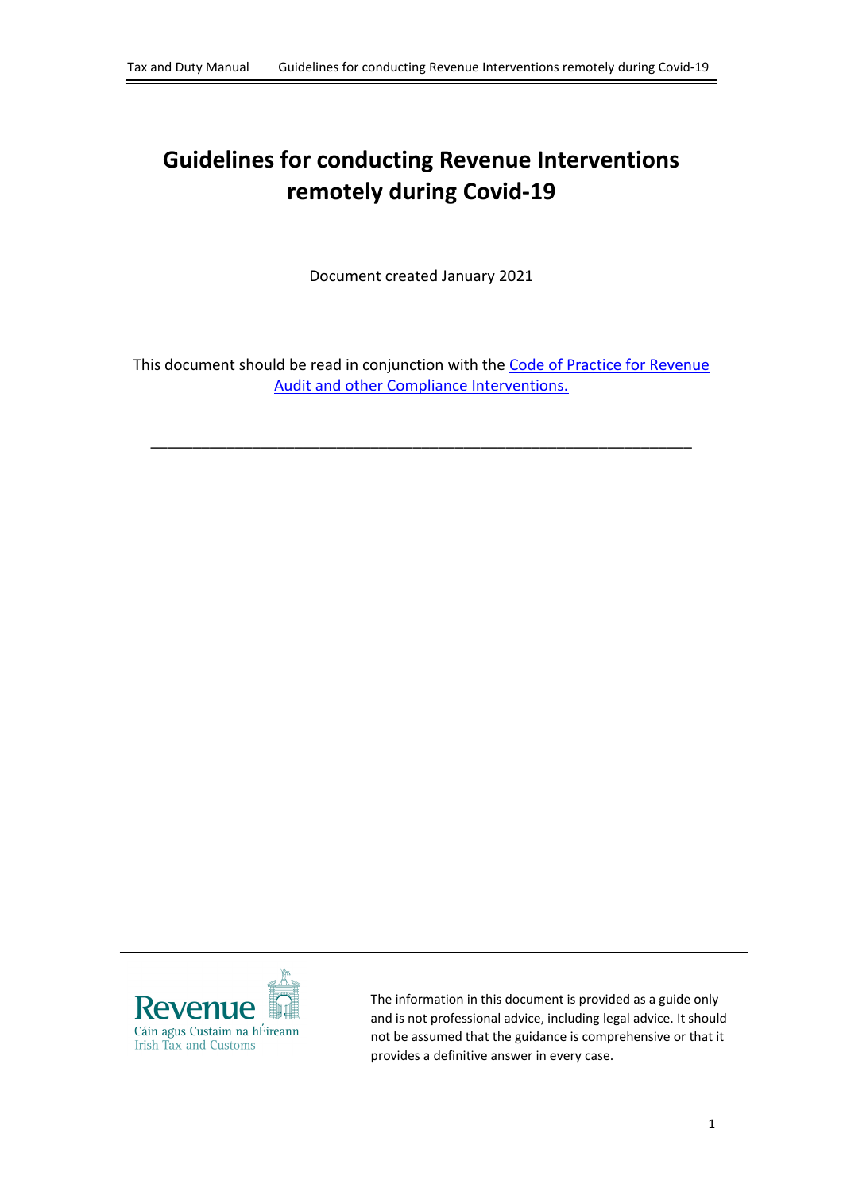# Guidelines for conducting Revenue Interventions remotely during Covid-19

Document created January 2021

This document should be read in conjunction with the [Code of Practice for Revenue Audit and other Compliance Interventions.]()

---

Revenue
Cáin agus Custaim na hÉireann
Irish Tax and Customs

The information in this document is provided as a guide only and is not professional advice, including legal advice. It should not be assumed that the guidance is comprehensive or that it provides a definitive answer in every case.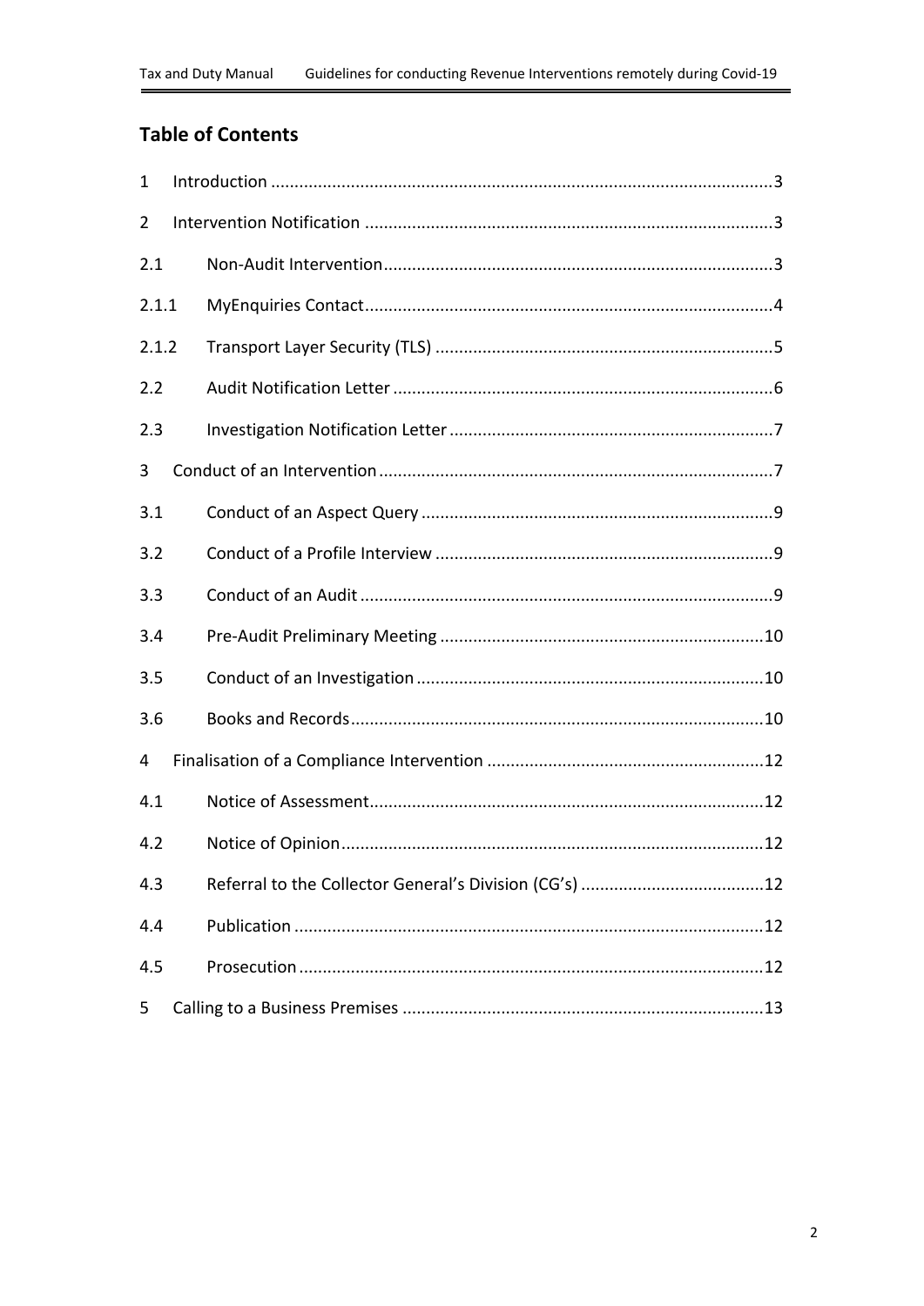## Table of Contents

1 Introduction ..........3

2 Intervention Notification ..........3

2.1 Non-Audit Intervention ..........3

2.1.1 MyEnquiries Contact ..........4

2.1.2 Transport Layer Security (TLS) ..........5

2.2 Audit Notification Letter ..........6

2.3 Investigation Notification Letter ..........7

3 Conduct of an Intervention ..........7

3.1 Conduct of an Aspect Query ..........9

3.2 Conduct of a Profile Interview ..........9

3.3 Conduct of an Audit ..........9

3.4 Pre-Audit Preliminary Meeting ..........10

3.5 Conduct of an Investigation ..........10

3.6 Books and Records ..........10

4 Finalisation of a Compliance Intervention ..........12

4.1 Notice of Assessment ..........12

4.2 Notice of Opinion ..........12

4.3 Referral to the Collector General's Division (CG's) ..........12

4.4 Publication ..........12

4.5 Prosecution ..........12

5 Calling to a Business Premises ..........13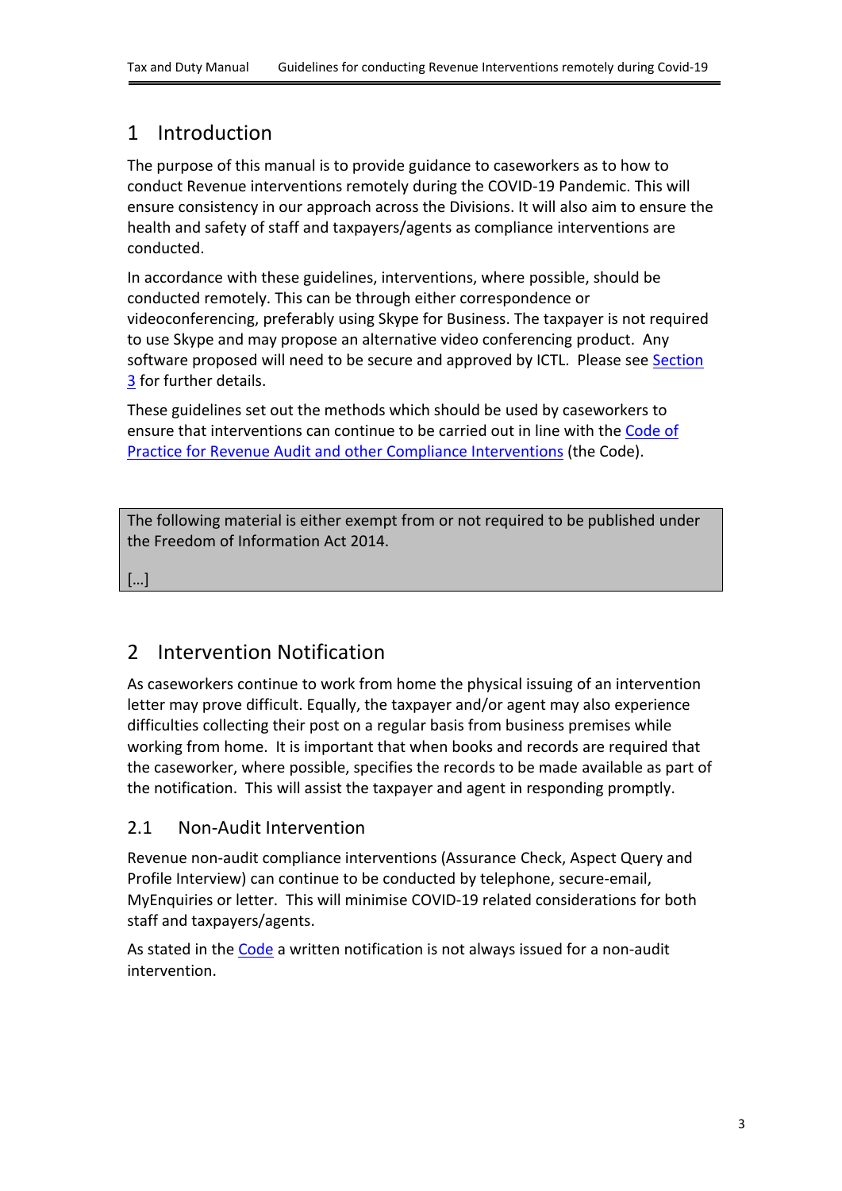# 1 Introduction

The purpose of this manual is to provide guidance to caseworkers as to how to conduct Revenue interventions remotely during the COVID-19 Pandemic. This will ensure consistency in our approach across the Divisions. It will also aim to ensure the health and safety of staff and taxpayers/agents as compliance interventions are conducted.

In accordance with these guidelines, interventions, where possible, should be conducted remotely. This can be through either correspondence or videoconferencing, preferably using Skype for Business. The taxpayer is not required to use Skype and may propose an alternative video conferencing product. Any software proposed will need to be secure and approved by ICTL. Please see Section 3 for further details.

These guidelines set out the methods which should be used by caseworkers to ensure that interventions can continue to be carried out in line with the Code of Practice for Revenue Audit and other Compliance Interventions (the Code).

> The following material is either exempt from or not required to be published under the Freedom of Information Act 2014.
>
> […]

# 2 Intervention Notification

As caseworkers continue to work from home the physical issuing of an intervention letter may prove difficult. Equally, the taxpayer and/or agent may also experience difficulties collecting their post on a regular basis from business premises while working from home. It is important that when books and records are required that the caseworker, where possible, specifies the records to be made available as part of the notification. This will assist the taxpayer and agent in responding promptly.

## 2.1 Non-Audit Intervention

Revenue non-audit compliance interventions (Assurance Check, Aspect Query and Profile Interview) can continue to be conducted by telephone, secure-email, MyEnquiries or letter. This will minimise COVID-19 related considerations for both staff and taxpayers/agents.

As stated in the Code a written notification is not always issued for a non-audit intervention.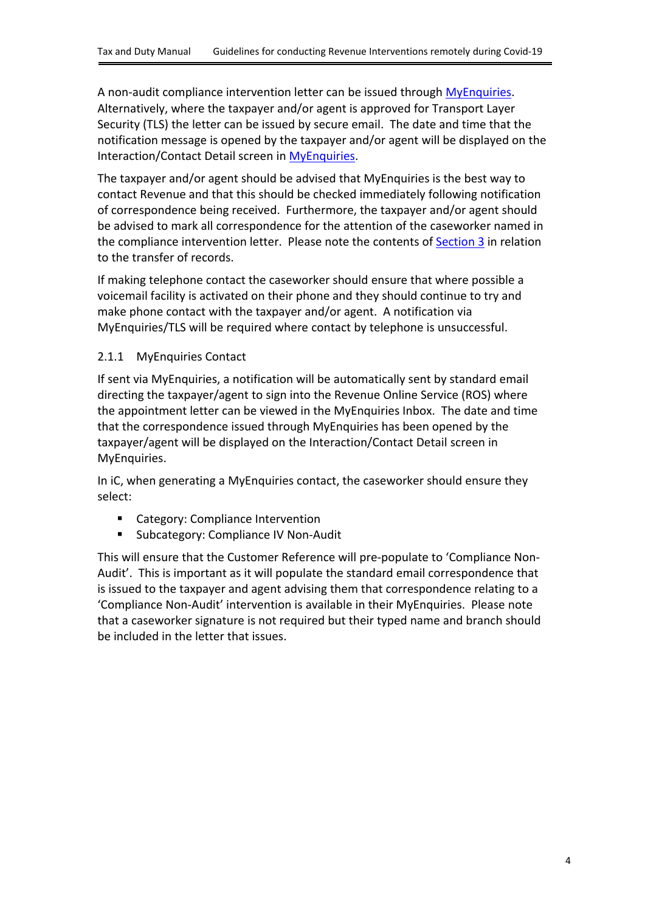A non-audit compliance intervention letter can be issued through MyEnquiries. Alternatively, where the taxpayer and/or agent is approved for Transport Layer Security (TLS) the letter can be issued by secure email. The date and time that the notification message is opened by the taxpayer and/or agent will be displayed on the Interaction/Contact Detail screen in MyEnquiries.

The taxpayer and/or agent should be advised that MyEnquiries is the best way to contact Revenue and that this should be checked immediately following notification of correspondence being received. Furthermore, the taxpayer and/or agent should be advised to mark all correspondence for the attention of the caseworker named in the compliance intervention letter. Please note the contents of Section 3 in relation to the transfer of records.

If making telephone contact the caseworker should ensure that where possible a voicemail facility is activated on their phone and they should continue to try and make phone contact with the taxpayer and/or agent. A notification via MyEnquiries/TLS will be required where contact by telephone is unsuccessful.

### 2.1.1 MyEnquiries Contact

If sent via MyEnquiries, a notification will be automatically sent by standard email directing the taxpayer/agent to sign into the Revenue Online Service (ROS) where the appointment letter can be viewed in the MyEnquiries Inbox. The date and time that the correspondence issued through MyEnquiries has been opened by the taxpayer/agent will be displayed on the Interaction/Contact Detail screen in MyEnquiries.

In iC, when generating a MyEnquiries contact, the caseworker should ensure they select:

- Category: Compliance Intervention
- Subcategory: Compliance IV Non-Audit

This will ensure that the Customer Reference will pre-populate to 'Compliance Non-Audit'. This is important as it will populate the standard email correspondence that is issued to the taxpayer and agent advising them that correspondence relating to a 'Compliance Non-Audit' intervention is available in their MyEnquiries. Please note that a caseworker signature is not required but their typed name and branch should be included in the letter that issues.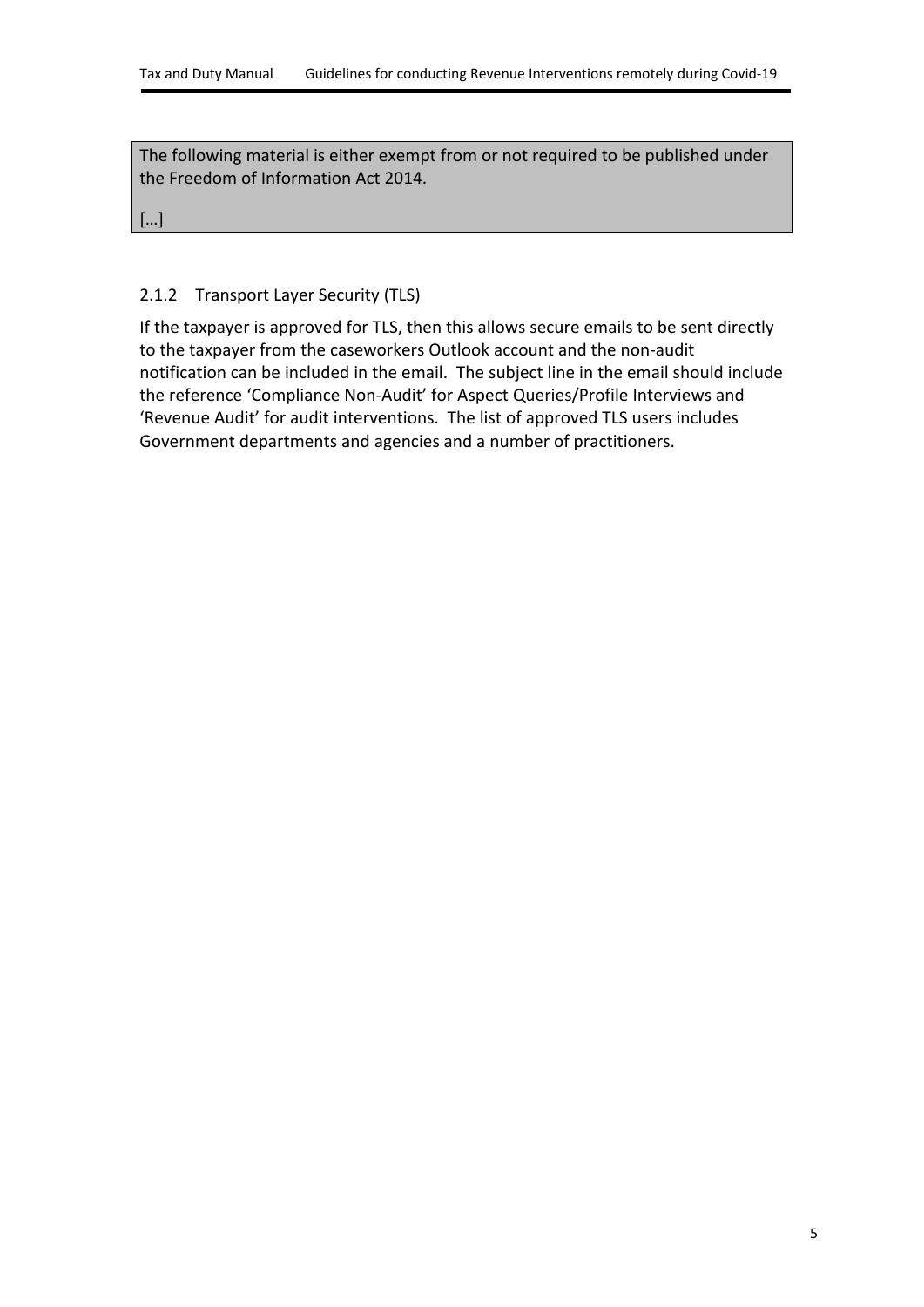The following material is either exempt from or not required to be published under the Freedom of Information Act 2014.

[…]

### 2.1.2 Transport Layer Security (TLS)

If the taxpayer is approved for TLS, then this allows secure emails to be sent directly to the taxpayer from the caseworkers Outlook account and the non-audit notification can be included in the email. The subject line in the email should include the reference 'Compliance Non-Audit' for Aspect Queries/Profile Interviews and 'Revenue Audit' for audit interventions. The list of approved TLS users includes Government departments and agencies and a number of practitioners.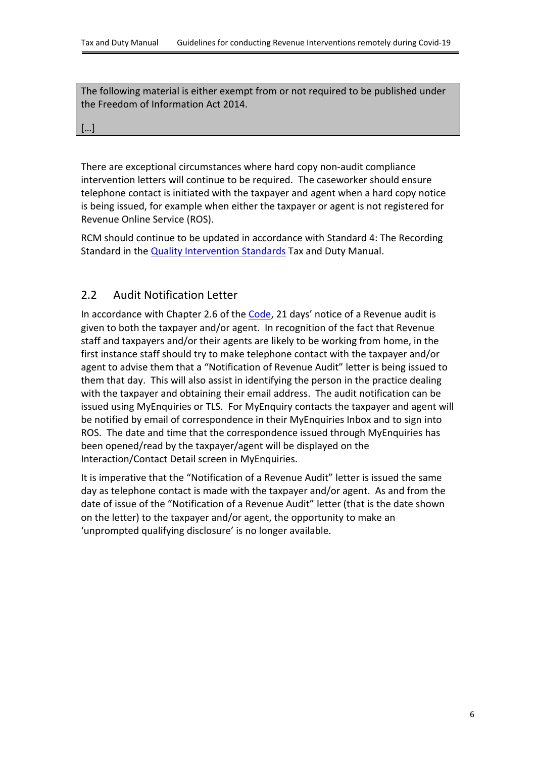The following material is either exempt from or not required to be published under the Freedom of Information Act 2014.

[…]

There are exceptional circumstances where hard copy non-audit compliance intervention letters will continue to be required. The caseworker should ensure telephone contact is initiated with the taxpayer and agent when a hard copy notice is being issued, for example when either the taxpayer or agent is not registered for Revenue Online Service (ROS).

RCM should continue to be updated in accordance with Standard 4: The Recording Standard in the [Quality Intervention Standards] Tax and Duty Manual.

## 2.2 Audit Notification Letter

In accordance with Chapter 2.6 of the [Code], 21 days' notice of a Revenue audit is given to both the taxpayer and/or agent. In recognition of the fact that Revenue staff and taxpayers and/or their agents are likely to be working from home, in the first instance staff should try to make telephone contact with the taxpayer and/or agent to advise them that a "Notification of Revenue Audit" letter is being issued to them that day. This will also assist in identifying the person in the practice dealing with the taxpayer and obtaining their email address. The audit notification can be issued using MyEnquiries or TLS. For MyEnquiry contacts the taxpayer and agent will be notified by email of correspondence in their MyEnquiries Inbox and to sign into ROS. The date and time that the correspondence issued through MyEnquiries has been opened/read by the taxpayer/agent will be displayed on the Interaction/Contact Detail screen in MyEnquiries.

It is imperative that the "Notification of a Revenue Audit" letter is issued the same day as telephone contact is made with the taxpayer and/or agent. As and from the date of issue of the "Notification of a Revenue Audit" letter (that is the date shown on the letter) to the taxpayer and/or agent, the opportunity to make an 'unprompted qualifying disclosure' is no longer available.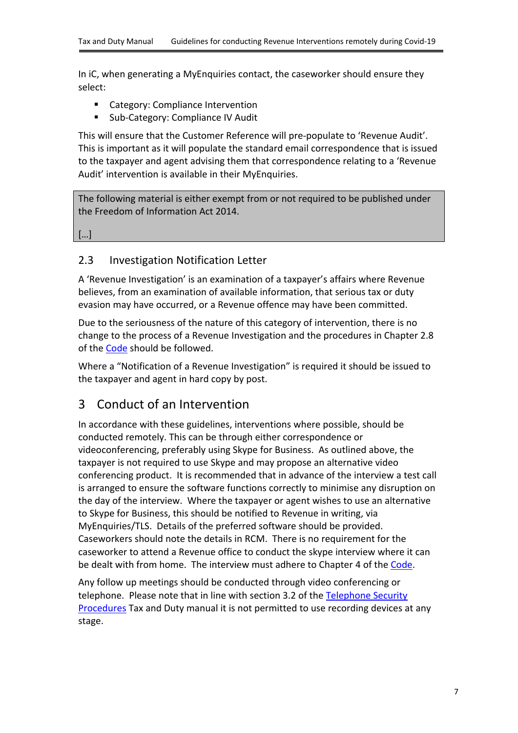In iC, when generating a MyEnquiries contact, the caseworker should ensure they select:

- Category: Compliance Intervention
- Sub-Category: Compliance IV Audit

This will ensure that the Customer Reference will pre-populate to 'Revenue Audit'. This is important as it will populate the standard email correspondence that is issued to the taxpayer and agent advising them that correspondence relating to a 'Revenue Audit' intervention is available in their MyEnquiries.

> The following material is either exempt from or not required to be published under the Freedom of Information Act 2014.
>
> […]

## 2.3 Investigation Notification Letter

A 'Revenue Investigation' is an examination of a taxpayer's affairs where Revenue believes, from an examination of available information, that serious tax or duty evasion may have occurred, or a Revenue offence may have been committed.

Due to the seriousness of the nature of this category of intervention, there is no change to the process of a Revenue Investigation and the procedures in Chapter 2.8 of the Code should be followed.

Where a "Notification of a Revenue Investigation" is required it should be issued to the taxpayer and agent in hard copy by post.

# 3 Conduct of an Intervention

In accordance with these guidelines, interventions where possible, should be conducted remotely. This can be through either correspondence or videoconferencing, preferably using Skype for Business. As outlined above, the taxpayer is not required to use Skype and may propose an alternative video conferencing product. It is recommended that in advance of the interview a test call is arranged to ensure the software functions correctly to minimise any disruption on the day of the interview. Where the taxpayer or agent wishes to use an alternative to Skype for Business, this should be notified to Revenue in writing, via MyEnquiries/TLS. Details of the preferred software should be provided. Caseworkers should note the details in RCM. There is no requirement for the caseworker to attend a Revenue office to conduct the skype interview where it can be dealt with from home. The interview must adhere to Chapter 4 of the Code.

Any follow up meetings should be conducted through video conferencing or telephone. Please note that in line with section 3.2 of the Telephone Security Procedures Tax and Duty manual it is not permitted to use recording devices at any stage.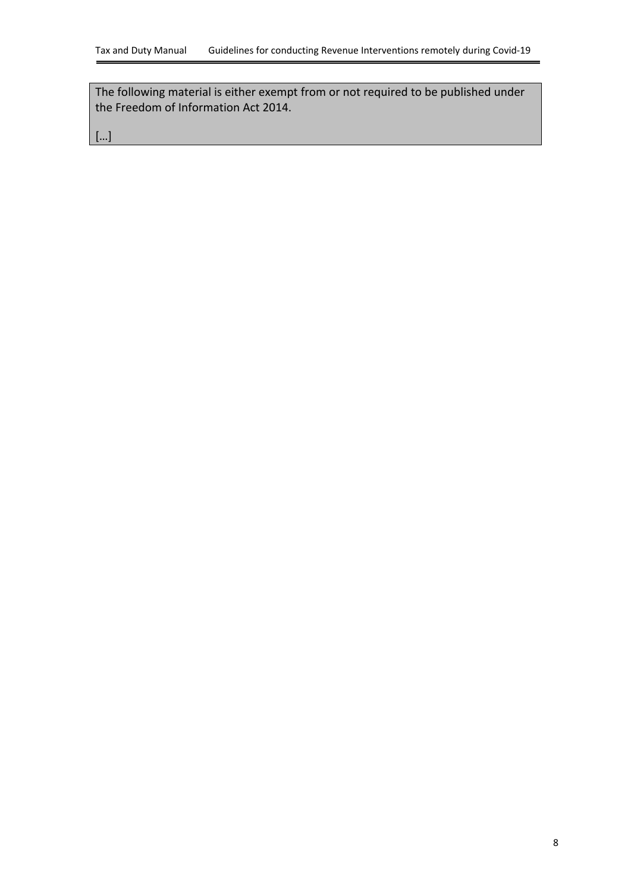The following material is either exempt from or not required to be published under the Freedom of Information Act 2014.

[…]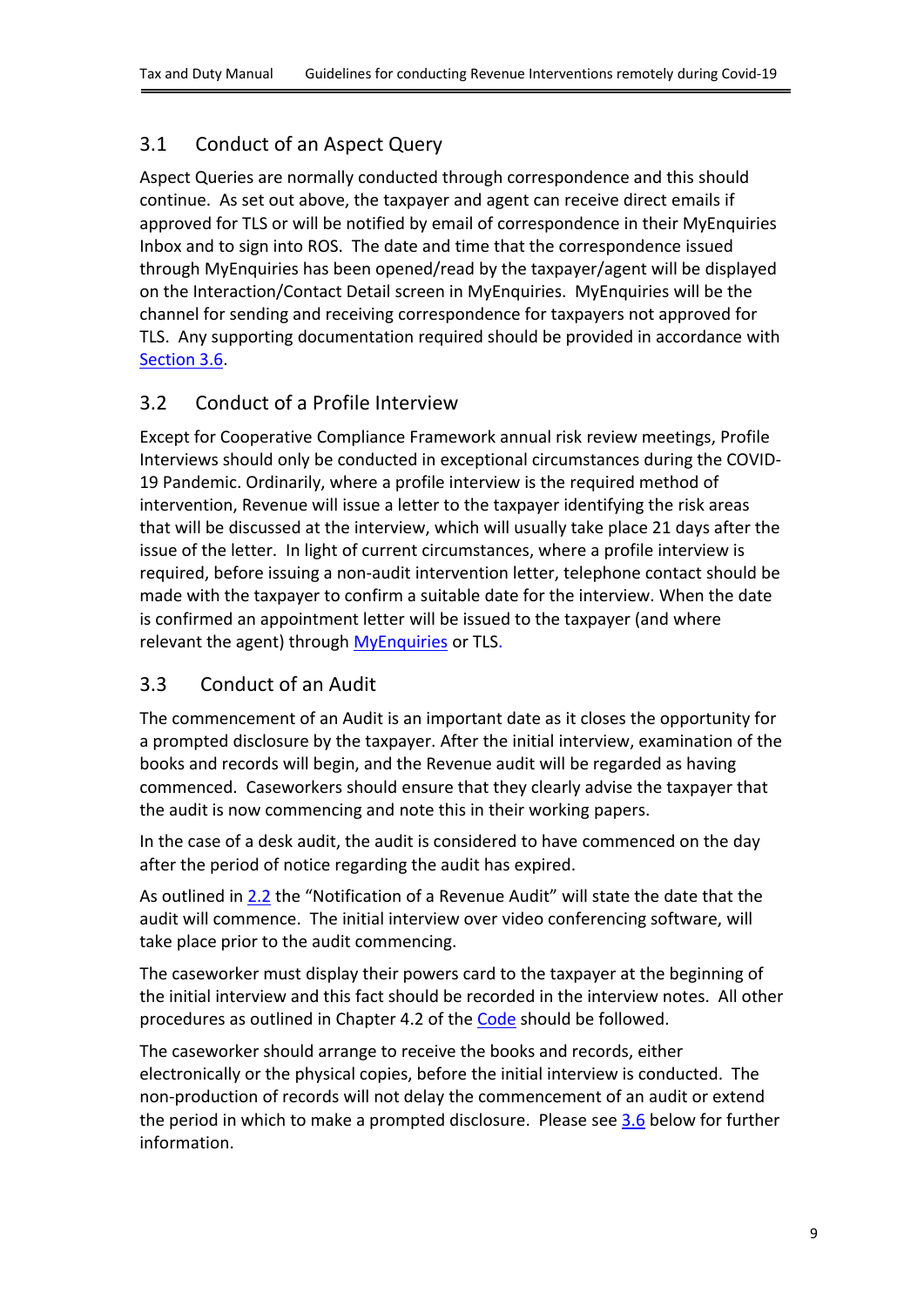## 3.1 Conduct of an Aspect Query

Aspect Queries are normally conducted through correspondence and this should continue. As set out above, the taxpayer and agent can receive direct emails if approved for TLS or will be notified by email of correspondence in their MyEnquiries Inbox and to sign into ROS. The date and time that the correspondence issued through MyEnquiries has been opened/read by the taxpayer/agent will be displayed on the Interaction/Contact Detail screen in MyEnquiries. MyEnquiries will be the channel for sending and receiving correspondence for taxpayers not approved for TLS. Any supporting documentation required should be provided in accordance with Section 3.6.

## 3.2 Conduct of a Profile Interview

Except for Cooperative Compliance Framework annual risk review meetings, Profile Interviews should only be conducted in exceptional circumstances during the COVID-19 Pandemic. Ordinarily, where a profile interview is the required method of intervention, Revenue will issue a letter to the taxpayer identifying the risk areas that will be discussed at the interview, which will usually take place 21 days after the issue of the letter. In light of current circumstances, where a profile interview is required, before issuing a non-audit intervention letter, telephone contact should be made with the taxpayer to confirm a suitable date for the interview. When the date is confirmed an appointment letter will be issued to the taxpayer (and where relevant the agent) through MyEnquiries or TLS.

## 3.3 Conduct of an Audit

The commencement of an Audit is an important date as it closes the opportunity for a prompted disclosure by the taxpayer. After the initial interview, examination of the books and records will begin, and the Revenue audit will be regarded as having commenced. Caseworkers should ensure that they clearly advise the taxpayer that the audit is now commencing and note this in their working papers.

In the case of a desk audit, the audit is considered to have commenced on the day after the period of notice regarding the audit has expired.

As outlined in 2.2 the "Notification of a Revenue Audit" will state the date that the audit will commence. The initial interview over video conferencing software, will take place prior to the audit commencing.

The caseworker must display their powers card to the taxpayer at the beginning of the initial interview and this fact should be recorded in the interview notes. All other procedures as outlined in Chapter 4.2 of the Code should be followed.

The caseworker should arrange to receive the books and records, either electronically or the physical copies, before the initial interview is conducted. The non-production of records will not delay the commencement of an audit or extend the period in which to make a prompted disclosure. Please see 3.6 below for further information.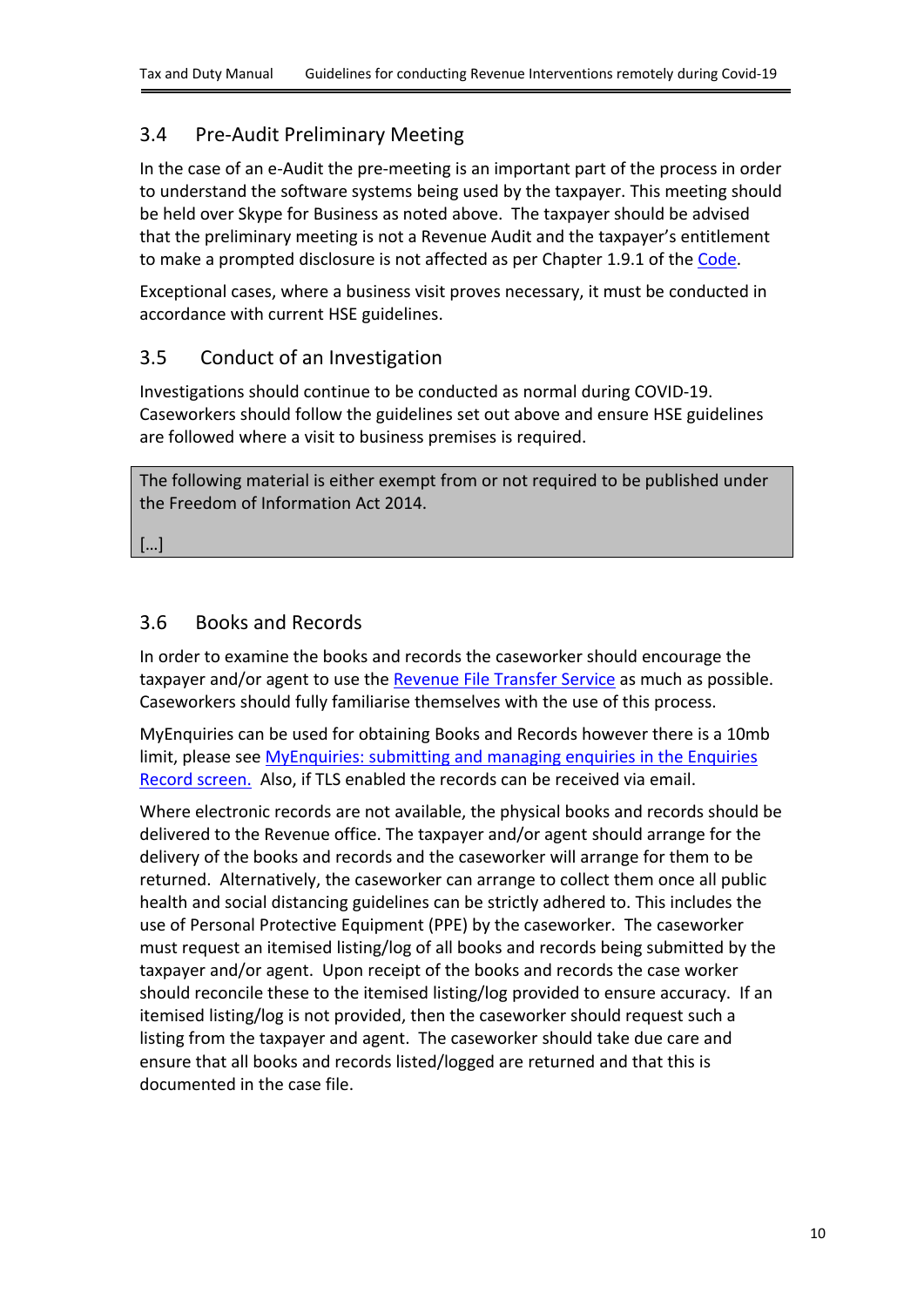## 3.4 Pre-Audit Preliminary Meeting

In the case of an e-Audit the pre-meeting is an important part of the process in order to understand the software systems being used by the taxpayer. This meeting should be held over Skype for Business as noted above. The taxpayer should be advised that the preliminary meeting is not a Revenue Audit and the taxpayer's entitlement to make a prompted disclosure is not affected as per Chapter 1.9.1 of the Code.

Exceptional cases, where a business visit proves necessary, it must be conducted in accordance with current HSE guidelines.

## 3.5 Conduct of an Investigation

Investigations should continue to be conducted as normal during COVID-19. Caseworkers should follow the guidelines set out above and ensure HSE guidelines are followed where a visit to business premises is required.

> The following material is either exempt from or not required to be published under the Freedom of Information Act 2014.
>
> […]

## 3.6 Books and Records

In order to examine the books and records the caseworker should encourage the taxpayer and/or agent to use the Revenue File Transfer Service as much as possible. Caseworkers should fully familiarise themselves with the use of this process.

MyEnquiries can be used for obtaining Books and Records however there is a 10mb limit, please see MyEnquiries: submitting and managing enquiries in the Enquiries Record screen. Also, if TLS enabled the records can be received via email.

Where electronic records are not available, the physical books and records should be delivered to the Revenue office. The taxpayer and/or agent should arrange for the delivery of the books and records and the caseworker will arrange for them to be returned. Alternatively, the caseworker can arrange to collect them once all public health and social distancing guidelines can be strictly adhered to. This includes the use of Personal Protective Equipment (PPE) by the caseworker. The caseworker must request an itemised listing/log of all books and records being submitted by the taxpayer and/or agent. Upon receipt of the books and records the case worker should reconcile these to the itemised listing/log provided to ensure accuracy. If an itemised listing/log is not provided, then the caseworker should request such a listing from the taxpayer and agent. The caseworker should take due care and ensure that all books and records listed/logged are returned and that this is documented in the case file.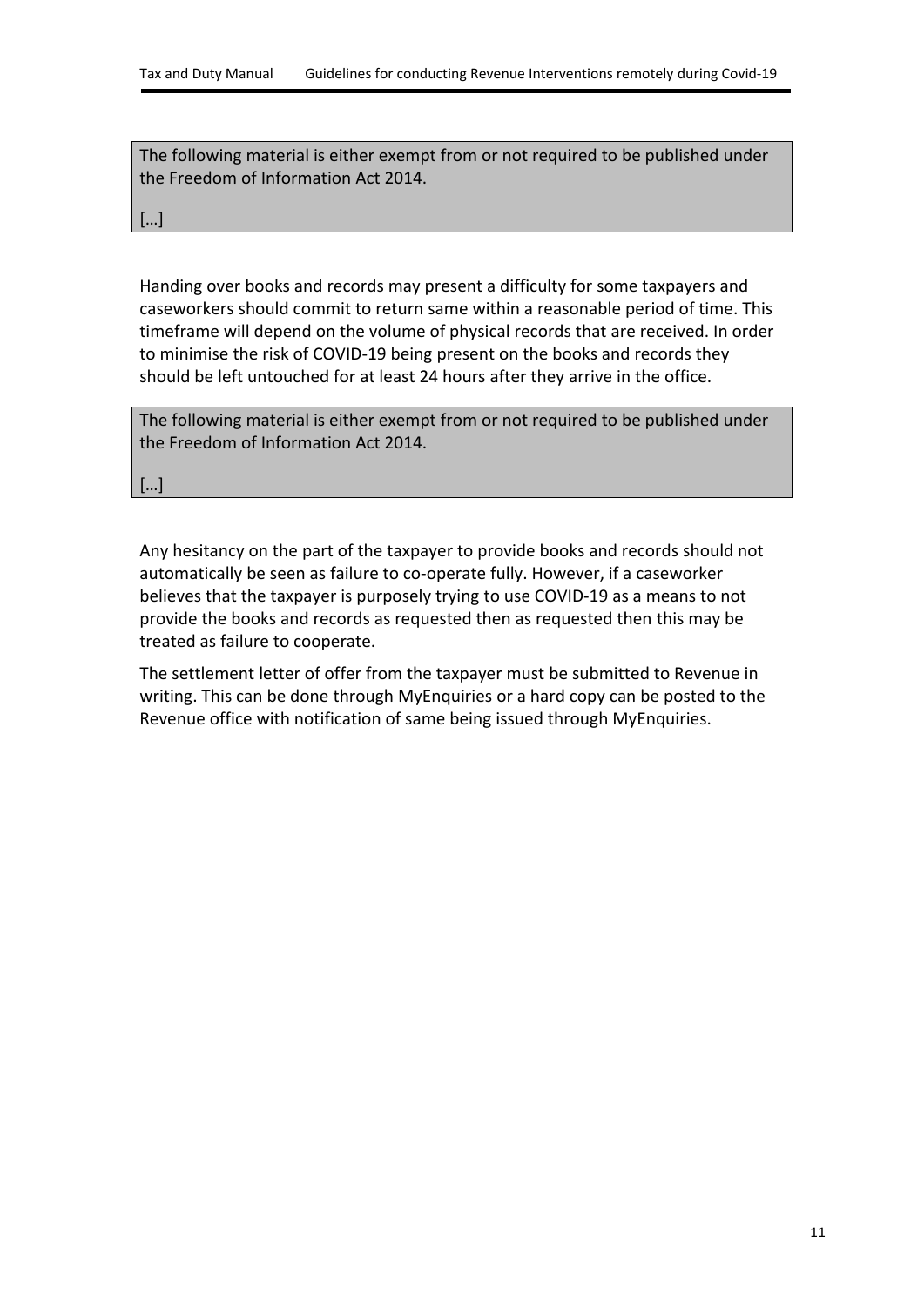> The following material is either exempt from or not required to be published under the Freedom of Information Act 2014.
>
> […]

Handing over books and records may present a difficulty for some taxpayers and caseworkers should commit to return same within a reasonable period of time. This timeframe will depend on the volume of physical records that are received. In order to minimise the risk of COVID-19 being present on the books and records they should be left untouched for at least 24 hours after they arrive in the office.

> The following material is either exempt from or not required to be published under the Freedom of Information Act 2014.
>
> […]

Any hesitancy on the part of the taxpayer to provide books and records should not automatically be seen as failure to co-operate fully. However, if a caseworker believes that the taxpayer is purposely trying to use COVID-19 as a means to not provide the books and records as requested then as requested then this may be treated as failure to cooperate.

The settlement letter of offer from the taxpayer must be submitted to Revenue in writing. This can be done through MyEnquiries or a hard copy can be posted to the Revenue office with notification of same being issued through MyEnquiries.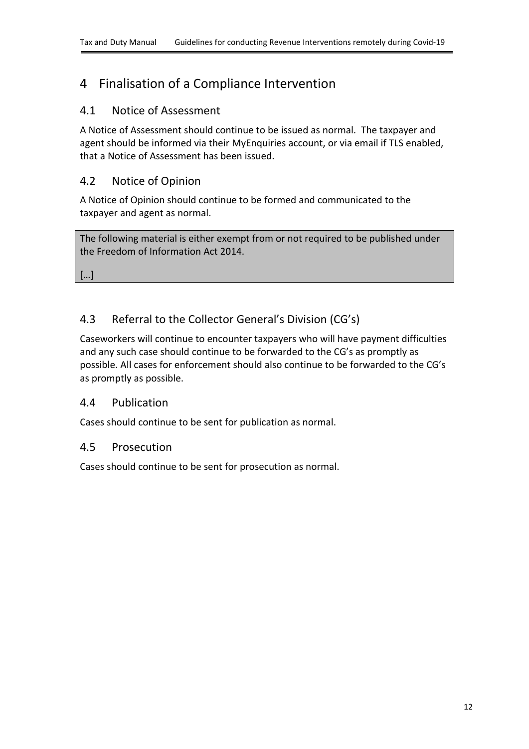# 4 Finalisation of a Compliance Intervention

## 4.1 Notice of Assessment

A Notice of Assessment should continue to be issued as normal. The taxpayer and agent should be informed via their MyEnquiries account, or via email if TLS enabled, that a Notice of Assessment has been issued.

## 4.2 Notice of Opinion

A Notice of Opinion should continue to be formed and communicated to the taxpayer and agent as normal.

> The following material is either exempt from or not required to be published under the Freedom of Information Act 2014.
>
> […]

## 4.3 Referral to the Collector General's Division (CG's)

Caseworkers will continue to encounter taxpayers who will have payment difficulties and any such case should continue to be forwarded to the CG's as promptly as possible. All cases for enforcement should also continue to be forwarded to the CG's as promptly as possible.

## 4.4 Publication

Cases should continue to be sent for publication as normal.

## 4.5 Prosecution

Cases should continue to be sent for prosecution as normal.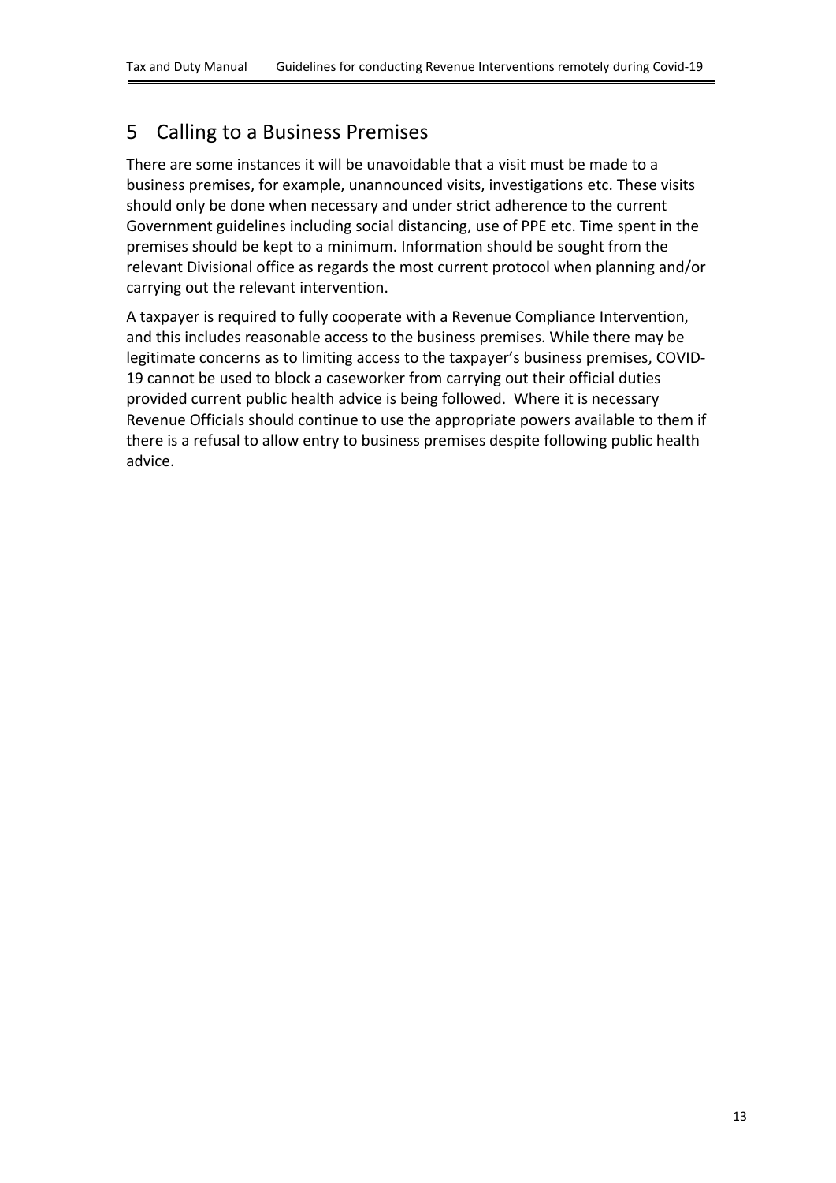## 5 Calling to a Business Premises

There are some instances it will be unavoidable that a visit must be made to a business premises, for example, unannounced visits, investigations etc. These visits should only be done when necessary and under strict adherence to the current Government guidelines including social distancing, use of PPE etc. Time spent in the premises should be kept to a minimum. Information should be sought from the relevant Divisional office as regards the most current protocol when planning and/or carrying out the relevant intervention.

A taxpayer is required to fully cooperate with a Revenue Compliance Intervention, and this includes reasonable access to the business premises. While there may be legitimate concerns as to limiting access to the taxpayer's business premises, COVID-19 cannot be used to block a caseworker from carrying out their official duties provided current public health advice is being followed. Where it is necessary Revenue Officials should continue to use the appropriate powers available to them if there is a refusal to allow entry to business premises despite following public health advice.